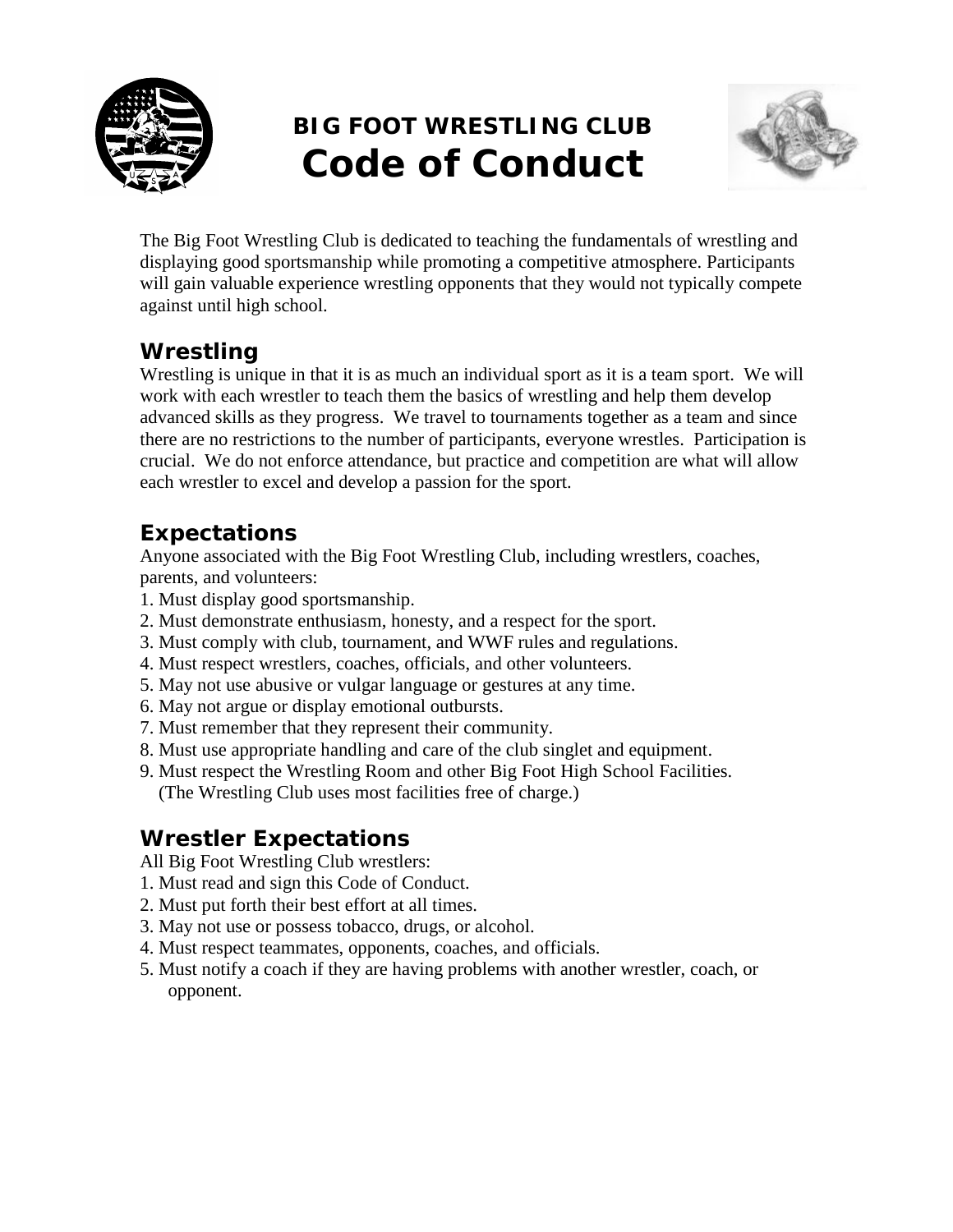# BIG FOOT WRESTLING CLUB
# Code of Conduct

The Big Foot Wrestling Club is dedicated to teaching the fundamentals of wrestling and displaying good sportsmanship while promoting a competitive atmosphere. Participants will gain valuable experience wrestling opponents that they would not typically compete against until high school.

## Wrestling

Wrestling is unique in that it is as much an individual sport as it is a team sport. We will work with each wrestler to teach them the basics of wrestling and help them develop advanced skills as they progress. We travel to tournaments together as a team and since there are no restrictions to the number of participants, everyone wrestles. Participation is crucial. We do not enforce attendance, but practice and competition are what will allow each wrestler to excel and develop a passion for the sport.

## Expectations

Anyone associated with the Big Foot Wrestling Club, including wrestlers, coaches, parents, and volunteers:

1. Must display good sportsmanship.
2. Must demonstrate enthusiasm, honesty, and a respect for the sport.
3. Must comply with club, tournament, and WWF rules and regulations.
4. Must respect wrestlers, coaches, officials, and other volunteers.
5. May not use abusive or vulgar language or gestures at any time.
6. May not argue or display emotional outbursts.
7. Must remember that they represent their community.
8. Must use appropriate handling and care of the club singlet and equipment.
9. Must respect the Wrestling Room and other Big Foot High School Facilities. (The Wrestling Club uses most facilities free of charge.)

## Wrestler Expectations

All Big Foot Wrestling Club wrestlers:

1. Must read and sign this Code of Conduct.
2. Must put forth their best effort at all times.
3. May not use or possess tobacco, drugs, or alcohol.
4. Must respect teammates, opponents, coaches, and officials.
5. Must notify a coach if they are having problems with another wrestler, coach, or opponent.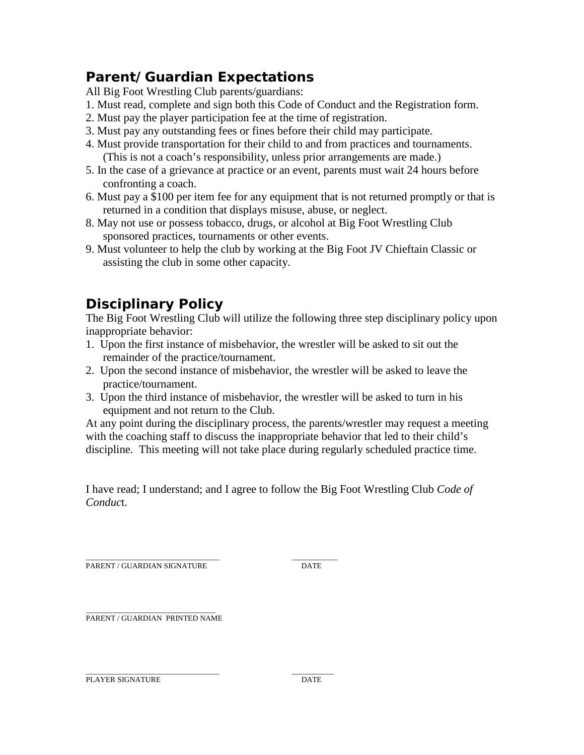## Parent/Guardian Expectations

All Big Foot Wrestling Club parents/guardians:

1. Must read, complete and sign both this Code of Conduct and the Registration form.
2. Must pay the player participation fee at the time of registration.
3. Must pay any outstanding fees or fines before their child may participate.
4. Must provide transportation for their child to and from practices and tournaments. (This is not a coach's responsibility, unless prior arrangements are made.)
5. In the case of a grievance at practice or an event, parents must wait 24 hours before confronting a coach.
6. Must pay a $100 per item fee for any equipment that is not returned promptly or that is returned in a condition that displays misuse, abuse, or neglect.
8. May not use or possess tobacco, drugs, or alcohol at Big Foot Wrestling Club sponsored practices, tournaments or other events.
9. Must volunteer to help the club by working at the Big Foot JV Chieftain Classic or assisting the club in some other capacity.

## Disciplinary Policy

The Big Foot Wrestling Club will utilize the following three step disciplinary policy upon inappropriate behavior:

1. Upon the first instance of misbehavior, the wrestler will be asked to sit out the remainder of the practice/tournament.
2. Upon the second instance of misbehavior, the wrestler will be asked to leave the practice/tournament.
3. Upon the third instance of misbehavior, the wrestler will be asked to turn in his equipment and not return to the Club.

At any point during the disciplinary process, the parents/wrestler may request a meeting with the coaching staff to discuss the inappropriate behavior that led to their child's discipline. This meeting will not take place during regularly scheduled practice time.

I have read; I understand; and I agree to follow the Big Foot Wrestling Club *Code of Conduct*.

\_\_\_\_\_\_\_\_\_\_\_\_\_\_\_\_\_\_\_\_\_\_\_\_\_\_\_\_\_\_ \_\_\_\_\_\_\_\_\_\_

PARENT / GUARDIAN SIGNATURE DATE

\_\_\_\_\_\_\_\_\_\_\_\_\_\_\_\_\_\_\_\_\_\_\_\_\_\_\_\_\_\_

PARENT / GUARDIAN PRINTED NAME

\_\_\_\_\_\_\_\_\_\_\_\_\_\_\_\_\_\_\_\_\_\_\_\_\_\_\_\_\_\_ \_\_\_\_\_\_\_\_\_\_

PLAYER SIGNATURE DATE